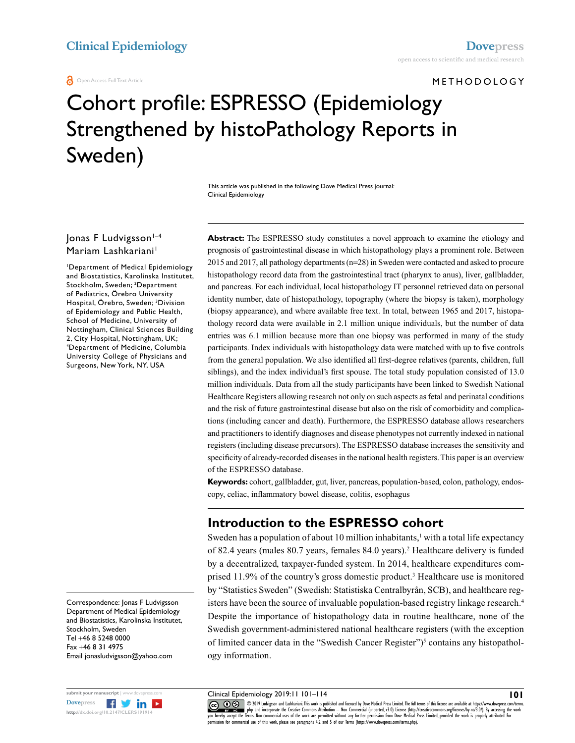Open Access Full Text Article

METHODOLOGY

# Cohort profile: ESPRESSO (Epidemiology Strengthened by histoPathology Reports in Sweden)

This article was published in the following Dove Medical Press journal:
Clinical Epidemiology

Jonas F Ludvigsson[1–4]
Mariam Lashkariani[1]

[1]Department of Medical Epidemiology and Biostatistics, Karolinska Institutet, Stockholm, Sweden; [2]Department of Pediatrics, Örebro University Hospital, Örebro, Sweden; [3]Division of Epidemiology and Public Health, School of Medicine, University of Nottingham, Clinical Sciences Building 2, City Hospital, Nottingham, UK; [4]Department of Medicine, Columbia University College of Physicians and Surgeons, New York, NY, USA

**Abstract:** The ESPRESSO study constitutes a novel approach to examine the etiology and prognosis of gastrointestinal disease in which histopathology plays a prominent role. Between 2015 and 2017, all pathology departments (n=28) in Sweden were contacted and asked to procure histopathology record data from the gastrointestinal tract (pharynx to anus), liver, gallbladder, and pancreas. For each individual, local histopathology IT personnel retrieved data on personal identity number, date of histopathology, topography (where the biopsy is taken), morphology (biopsy appearance), and where available free text. In total, between 1965 and 2017, histopathology record data were available in 2.1 million unique individuals, but the number of data entries was 6.1 million because more than one biopsy was performed in many of the study participants. Index individuals with histopathology data were matched with up to five controls from the general population. We also identified all first-degree relatives (parents, children, full siblings), and the index individual's first spouse. The total study population consisted of 13.0 million individuals. Data from all the study participants have been linked to Swedish National Healthcare Registers allowing research not only on such aspects as fetal and perinatal conditions and the risk of future gastrointestinal disease but also on the risk of comorbidity and complications (including cancer and death). Furthermore, the ESPRESSO database allows researchers and practitioners to identify diagnoses and disease phenotypes not currently indexed in national registers (including disease precursors). The ESPRESSO database increases the sensitivity and specificity of already-recorded diseases in the national health registers. This paper is an overview of the ESPRESSO database.

**Keywords:** cohort, gallbladder, gut, liver, pancreas, population-based, colon, pathology, endoscopy, celiac, inflammatory bowel disease, colitis, esophagus

## Introduction to the ESPRESSO cohort

Sweden has a population of about 10 million inhabitants,[1] with a total life expectancy of 82.4 years (males 80.7 years, females 84.0 years).[2] Healthcare delivery is funded by a decentralized, taxpayer-funded system. In 2014, healthcare expenditures comprised 11.9% of the country's gross domestic product.[3] Healthcare use is monitored by "Statistics Sweden" (Swedish: Statistiska Centralbyrån, SCB), and healthcare registers have been the source of invaluable population-based registry linkage research.[4] Despite the importance of histopathology data in routine healthcare, none of the Swedish government-administered national healthcare registers (with the exception of limited cancer data in the "Swedish Cancer Register")[5] contains any histopathology information.

Correspondence: Jonas F Ludvigsson
Department of Medical Epidemiology and Biostatistics, Karolinska Institutet, Stockholm, Sweden
Tel +46 8 5248 0000
Fax +46 8 31 4975
Email jonasludvigsson@yahoo.com

© 2019 Ludvigsson and Lashkariani. This work is published and licensed by Dove Medical Press Limited. The full terms of this license are available at https://www.dovepress.com/terms.php and incorporate the Creative Commons Attribution – Non Commercial (unported, v3.0) License (http://creativecommons.org/licenses/by-nc/3.0/). By accessing the work you hereby accept the Terms. Non-commercial uses of the work are permitted without any further permission from Dove Medical Press Limited, provided the work is properly attributed. For permission for commercial use of this work, please see paragraphs 4.2 and 5 of our Terms (https://www.dovepress.com/terms.php).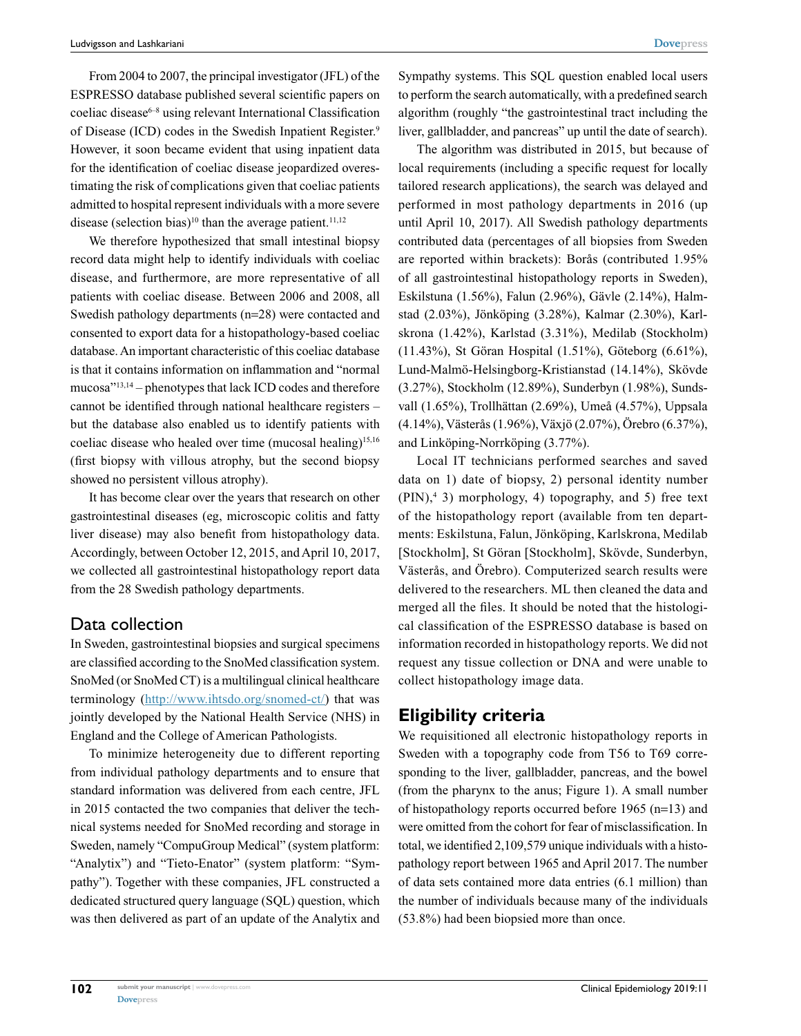From 2004 to 2007, the principal investigator (JFL) of the ESPRESSO database published several scientific papers on coeliac disease[6–8] using relevant International Classification of Disease (ICD) codes in the Swedish Inpatient Register.[9] However, it soon became evident that using inpatient data for the identification of coeliac disease jeopardized overestimating the risk of complications given that coeliac patients admitted to hospital represent individuals with a more severe disease (selection bias)[10] than the average patient.[11,12]

We therefore hypothesized that small intestinal biopsy record data might help to identify individuals with coeliac disease, and furthermore, are more representative of all patients with coeliac disease. Between 2006 and 2008, all Swedish pathology departments (n=28) were contacted and consented to export data for a histopathology-based coeliac database. An important characteristic of this coeliac database is that it contains information on inflammation and "normal mucosa"[13,14] – phenotypes that lack ICD codes and therefore cannot be identified through national healthcare registers – but the database also enabled us to identify patients with coeliac disease who healed over time (mucosal healing)[15,16] (first biopsy with villous atrophy, but the second biopsy showed no persistent villous atrophy).

It has become clear over the years that research on other gastrointestinal diseases (eg, microscopic colitis and fatty liver disease) may also benefit from histopathology data. Accordingly, between October 12, 2015, and April 10, 2017, we collected all gastrointestinal histopathology report data from the 28 Swedish pathology departments.

## Data collection

In Sweden, gastrointestinal biopsies and surgical specimens are classified according to the SnoMed classification system. SnoMed (or SnoMed CT) is a multilingual clinical healthcare terminology (http://www.ihtsdo.org/snomed-ct/) that was jointly developed by the National Health Service (NHS) in England and the College of American Pathologists.

To minimize heterogeneity due to different reporting from individual pathology departments and to ensure that standard information was delivered from each centre, JFL in 2015 contacted the two companies that deliver the technical systems needed for SnoMed recording and storage in Sweden, namely "CompuGroup Medical" (system platform: "Analytix") and "Tieto-Enator" (system platform: "Sympathy"). Together with these companies, JFL constructed a dedicated structured query language (SQL) question, which was then delivered as part of an update of the Analytix and Sympathy systems. This SQL question enabled local users to perform the search automatically, with a predefined search algorithm (roughly "the gastrointestinal tract including the liver, gallbladder, and pancreas" up until the date of search).

The algorithm was distributed in 2015, but because of local requirements (including a specific request for locally tailored research applications), the search was delayed and performed in most pathology departments in 2016 (up until April 10, 2017). All Swedish pathology departments contributed data (percentages of all biopsies from Sweden are reported within brackets): Borås (contributed 1.95% of all gastrointestinal histopathology reports in Sweden), Eskilstuna (1.56%), Falun (2.96%), Gävle (2.14%), Halmstad (2.03%), Jönköping (3.28%), Kalmar (2.30%), Karlskrona (1.42%), Karlstad (3.31%), Medilab (Stockholm) (11.43%), St Göran Hospital (1.51%), Göteborg (6.61%), Lund-Malmö-Helsingborg-Kristianstad (14.14%), Skövde (3.27%), Stockholm (12.89%), Sunderbyn (1.98%), Sundsvall (1.65%), Trollhättan (2.69%), Umeå (4.57%), Uppsala (4.14%), Västerås (1.96%), Växjö (2.07%), Örebro (6.37%), and Linköping-Norrköping (3.77%).

Local IT technicians performed searches and saved data on 1) date of biopsy, 2) personal identity number (PIN),[4] 3) morphology, 4) topography, and 5) free text of the histopathology report (available from ten departments: Eskilstuna, Falun, Jönköping, Karlskrona, Medilab [Stockholm], St Göran [Stockholm], Skövde, Sunderbyn, Västerås, and Örebro). Computerized search results were delivered to the researchers. ML then cleaned the data and merged all the files. It should be noted that the histological classification of the ESPRESSO database is based on information recorded in histopathology reports. We did not request any tissue collection or DNA and were unable to collect histopathology image data.

## Eligibility criteria

We requisitioned all electronic histopathology reports in Sweden with a topography code from T56 to T69 corresponding to the liver, gallbladder, pancreas, and the bowel (from the pharynx to the anus; Figure 1). A small number of histopathology reports occurred before 1965 (n=13) and were omitted from the cohort for fear of misclassification. In total, we identified 2,109,579 unique individuals with a histopathology report between 1965 and April 2017. The number of data sets contained more data entries (6.1 million) than the number of individuals because many of the individuals (53.8%) had been biopsied more than once.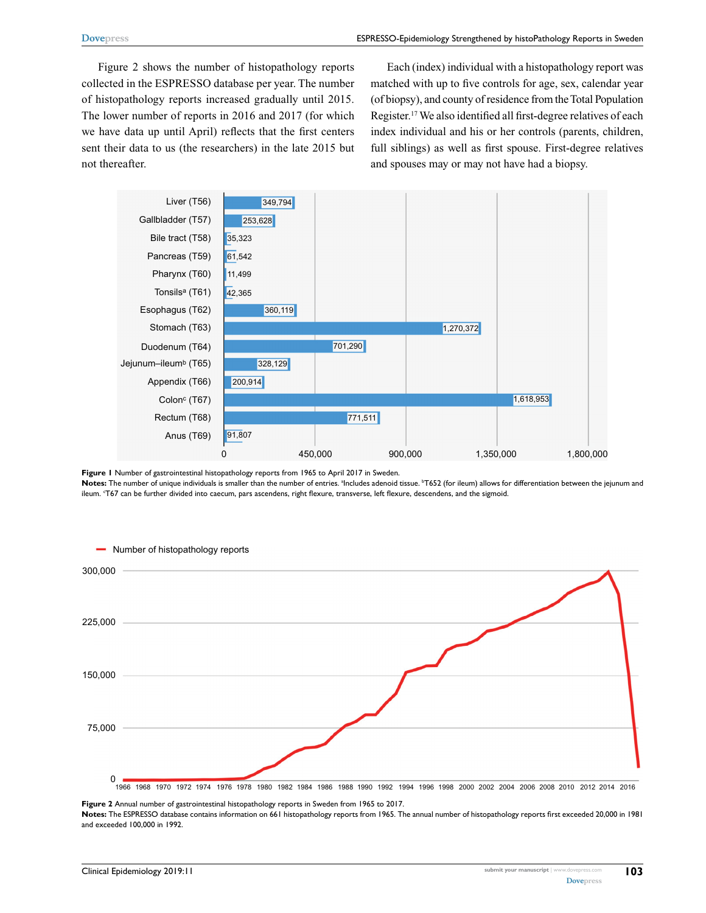Figure 2 shows the number of histopathology reports collected in the ESPRESSO database per year. The number of histopathology reports increased gradually until 2015. The lower number of reports in 2016 and 2017 (for which we have data up until April) reflects that the first centers sent their data to us (the researchers) in the late 2015 but not thereafter.

Each (index) individual with a histopathology report was matched with up to five controls for age, sex, calendar year (of biopsy), and county of residence from the Total Population Register.[17] We also identified all first-degree relatives of each index individual and his or her controls (parents, children, full siblings) as well as first spouse. First-degree relatives and spouses may or may not have had a biopsy.

| Site | Number of reports |
|---|---|
| Liver (T56) | 349,794 |
| Gallbladder (T57) | 253,628 |
| Bile tract (T58) | 35,323 |
| Pancreas (T59) | 61,542 |
| Pharynx (T60) | 11,499 |
| Tonsils[a] (T61) | 42,365 |
| Esophagus (T62) | 360,119 |
| Stomach (T63) | 1,270,372 |
| Duodenum (T64) | 701,290 |
| Jejunum–ileum[b] (T65) | 328,129 |
| Appendix (T66) | 200,914 |
| Colon[c] (T67) | 1,618,953 |
| Rectum (T68) | 771,511 |
| Anus (T69) | 91,807 |

**Figure 1** Number of gastrointestinal histopathology reports from 1965 to April 2017 in Sweden.

**Notes:** The number of unique individuals is smaller than the number of entries. [a]Includes adenoid tissue. [b]T652 (for ileum) allows for differentiation between the jejunum and ileum. [c]T67 can be further divided into caecum, pars ascendens, right flexure, transverse, left flexure, descendens, and the sigmoid.

**Figure 2** Annual number of gastrointestinal histopathology reports in Sweden from 1965 to 2017.

**Notes:** The ESPRESSO database contains information on 661 histopathology reports from 1965. The annual number of histopathology reports first exceeded 20,000 in 1981 and exceeded 100,000 in 1992.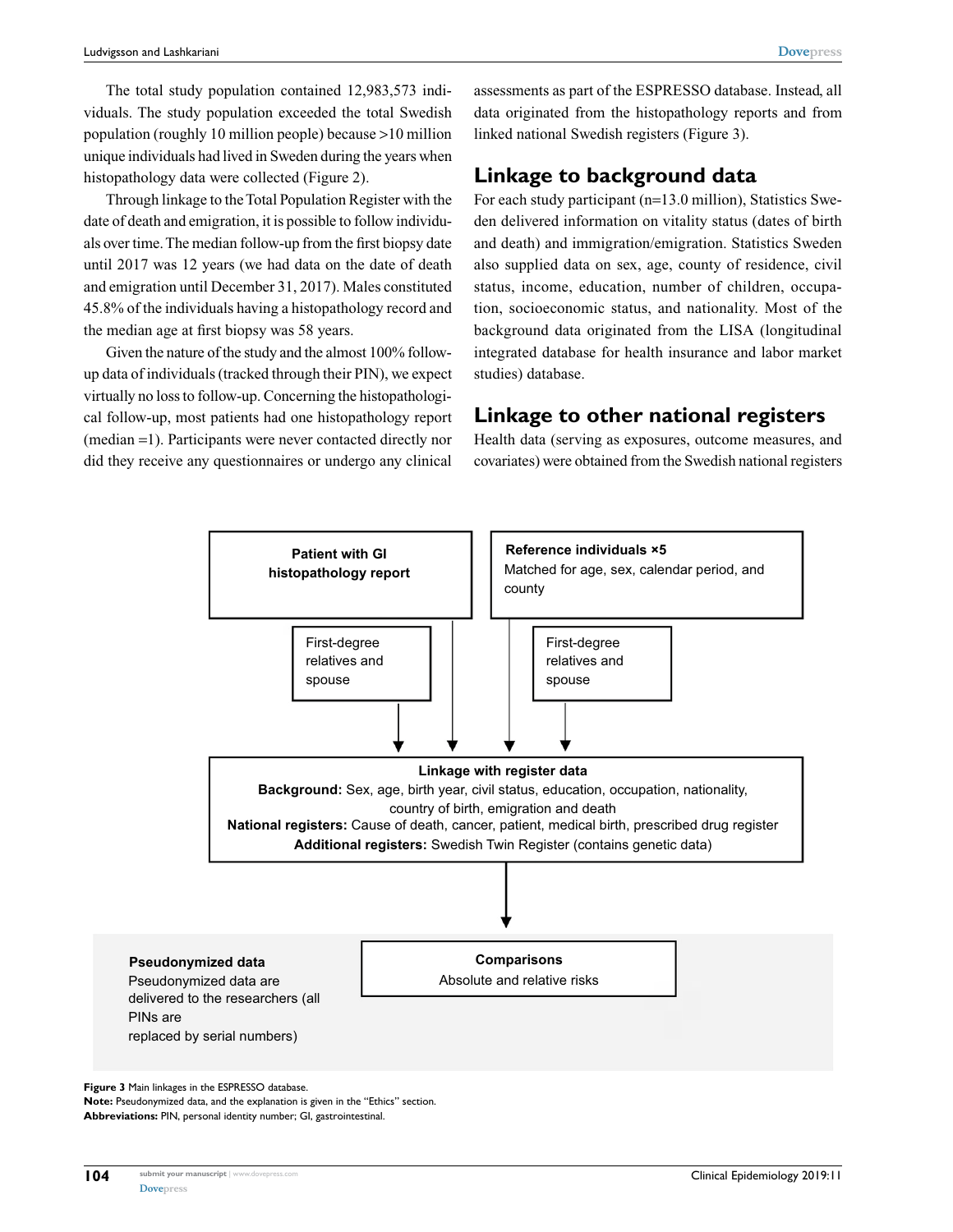The total study population contained 12,983,573 individuals. The study population exceeded the total Swedish population (roughly 10 million people) because >10 million unique individuals had lived in Sweden during the years when histopathology data were collected (Figure 2).

Through linkage to the Total Population Register with the date of death and emigration, it is possible to follow individuals over time. The median follow-up from the first biopsy date until 2017 was 12 years (we had data on the date of death and emigration until December 31, 2017). Males constituted 45.8% of the individuals having a histopathology record and the median age at first biopsy was 58 years.

Given the nature of the study and the almost 100% follow-up data of individuals (tracked through their PIN), we expect virtually no loss to follow-up. Concerning the histopathological follow-up, most patients had one histopathology report (median =1). Participants were never contacted directly nor did they receive any questionnaires or undergo any clinical assessments as part of the ESPRESSO database. Instead, all data originated from the histopathology reports and from linked national Swedish registers (Figure 3).

## Linkage to background data

For each study participant (n=13.0 million), Statistics Sweden delivered information on vitality status (dates of birth and death) and immigration/emigration. Statistics Sweden also supplied data on sex, age, county of residence, civil status, income, education, number of children, occupation, socioeconomic status, and nationality. Most of the background data originated from the LISA (longitudinal integrated database for health insurance and labor market studies) database.

## Linkage to other national registers

Health data (serving as exposures, outcome measures, and covariates) were obtained from the Swedish national registers

**Patient with GI histopathology report**

First-degree relatives and spouse

**Reference individuals ×5**
Matched for age, sex, calendar period, and county

First-degree relatives and spouse

**Linkage with register data**
**Background:** Sex, age, birth year, civil status, education, occupation, nationality, country of birth, emigration and death
**National registers:** Cause of death, cancer, patient, medical birth, prescribed drug register
**Additional registers:** Swedish Twin Register (contains genetic data)

**Comparisons**
Absolute and relative risks

**Pseudonymized data**
Pseudonymized data are delivered to the researchers (all PINs are replaced by serial numbers)

**Figure 3** Main linkages in the ESPRESSO database.
**Note:** Pseudonymized data, and the explanation is given in the "Ethics" section.
**Abbreviations:** PIN, personal identity number; GI, gastrointestinal.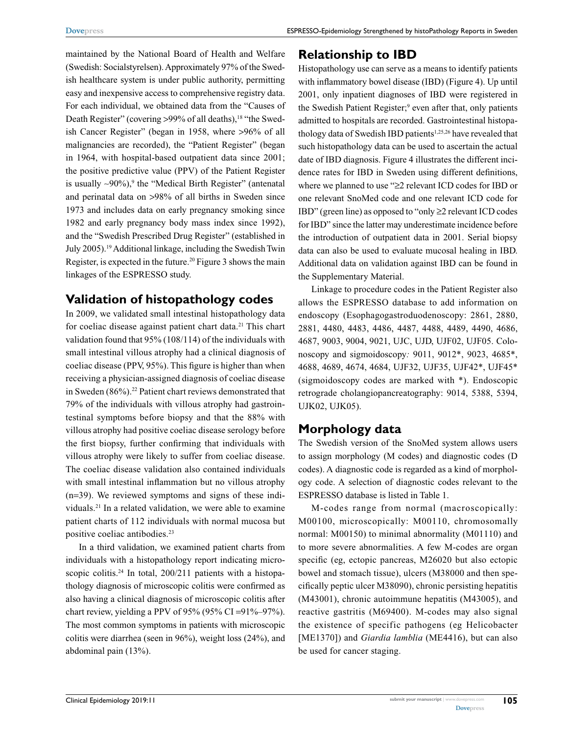maintained by the National Board of Health and Welfare (Swedish: Socialstyrelsen). Approximately 97% of the Swedish healthcare system is under public authority, permitting easy and inexpensive access to comprehensive registry data. For each individual, we obtained data from the "Causes of Death Register" (covering >99% of all deaths),[18] "the Swedish Cancer Register" (began in 1958, where >96% of all malignancies are recorded), the "Patient Register" (began in 1964, with hospital-based outpatient data since 2001; the positive predictive value (PPV) of the Patient Register is usually ~90%),[9] the "Medical Birth Register" (antenatal and perinatal data on >98% of all births in Sweden since 1973 and includes data on early pregnancy smoking since 1982 and early pregnancy body mass index since 1992), and the "Swedish Prescribed Drug Register" (established in July 2005).[19] Additional linkage, including the Swedish Twin Register, is expected in the future.[20] Figure 3 shows the main linkages of the ESPRESSO study.

## Validation of histopathology codes

In 2009, we validated small intestinal histopathology data for coeliac disease against patient chart data.[21] This chart validation found that 95% (108/114) of the individuals with small intestinal villous atrophy had a clinical diagnosis of coeliac disease (PPV, 95%). This figure is higher than when receiving a physician-assigned diagnosis of coeliac disease in Sweden (86%).[22] Patient chart reviews demonstrated that 79% of the individuals with villous atrophy had gastrointestinal symptoms before biopsy and that the 88% with villous atrophy had positive coeliac disease serology before the first biopsy, further confirming that individuals with villous atrophy were likely to suffer from coeliac disease. The coeliac disease validation also contained individuals with small intestinal inflammation but no villous atrophy (n=39). We reviewed symptoms and signs of these individuals.[21] In a related validation, we were able to examine patient charts of 112 individuals with normal mucosa but positive coeliac antibodies.[23]

In a third validation, we examined patient charts from individuals with a histopathology report indicating microscopic colitis.[24] In total, 200/211 patients with a histopathology diagnosis of microscopic colitis were confirmed as also having a clinical diagnosis of microscopic colitis after chart review, yielding a PPV of 95% (95% CI =91%–97%). The most common symptoms in patients with microscopic colitis were diarrhea (seen in 96%), weight loss (24%), and abdominal pain (13%).

## Relationship to IBD

Histopathology use can serve as a means to identify patients with inflammatory bowel disease (IBD) (Figure 4). Up until 2001, only inpatient diagnoses of IBD were registered in the Swedish Patient Register;[9] even after that, only patients admitted to hospitals are recorded. Gastrointestinal histopathology data of Swedish IBD patients[1,25,26] have revealed that such histopathology data can be used to ascertain the actual date of IBD diagnosis. Figure 4 illustrates the different incidence rates for IBD in Sweden using different definitions, where we planned to use "≥2 relevant ICD codes for IBD or one relevant SnoMed code and one relevant ICD code for IBD" (green line) as opposed to "only ≥2 relevant ICD codes for IBD" since the latter may underestimate incidence before the introduction of outpatient data in 2001. Serial biopsy data can also be used to evaluate mucosal healing in IBD. Additional data on validation against IBD can be found in the Supplementary Material.

Linkage to procedure codes in the Patient Register also allows the ESPRESSO database to add information on endoscopy (Esophagogastroduodenoscopy: 2861, 2880, 2881, 4480, 4483, 4486, 4487, 4488, 4489, 4490, 4686, 4687, 9003, 9004, 9021, UJC, UJD, UJF02, UJF05. Colonoscopy and sigmoidoscopy*:* 9011, 9012*, 9023, 4685*, 4688, 4689, 4674, 4684, UJF32, UJF35, UJF42*, UJF45* (sigmoidoscopy codes are marked with *). Endoscopic retrograde cholangiopancreatography: 9014, 5388, 5394, UJK02, UJK05).

## Morphology data

The Swedish version of the SnoMed system allows users to assign morphology (M codes) and diagnostic codes (D codes). A diagnostic code is regarded as a kind of morphology code. A selection of diagnostic codes relevant to the ESPRESSO database is listed in Table 1.

M-codes range from normal (macroscopically: M00100, microscopically: M00110, chromosomally normal: M00150) to minimal abnormality (M01110) and to more severe abnormalities. A few M-codes are organ specific (eg, ectopic pancreas, M26020 but also ectopic bowel and stomach tissue), ulcers (M38000 and then specifically peptic ulcer M38090), chronic persisting hepatitis (M43001), chronic autoimmune hepatitis (M43005), and reactive gastritis (M69400). M-codes may also signal the existence of specific pathogens (eg Helicobacter [ME1370]) and *Giardia lamblia* (ME4416), but can also be used for cancer staging.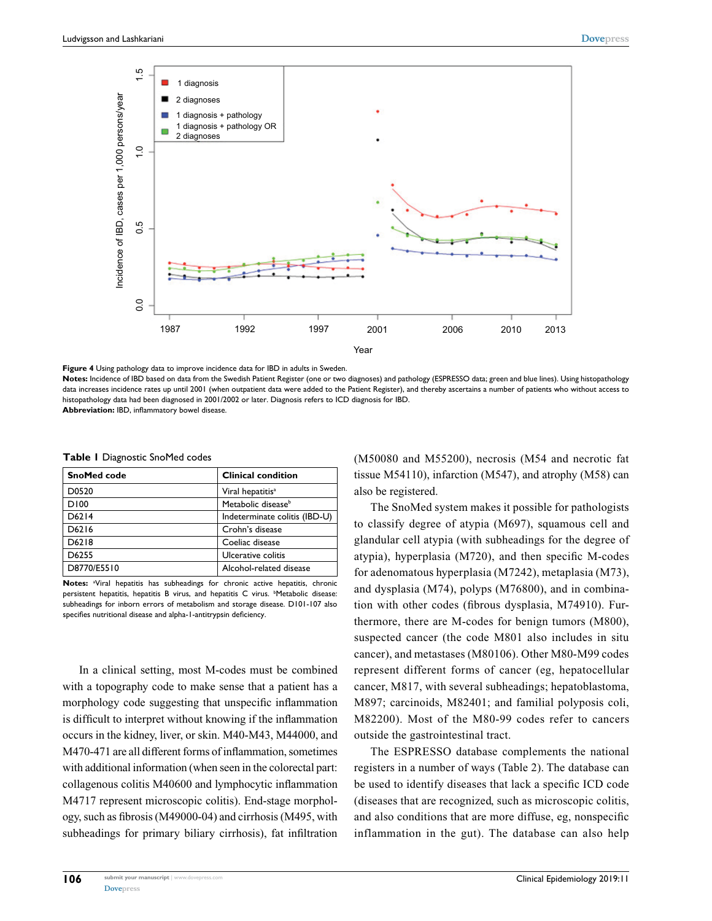**Figure 4** Using pathology data to improve incidence data for IBD in adults in Sweden.

**Notes:** Incidence of IBD based on data from the Swedish Patient Register (one or two diagnoses) and pathology (ESPRESSO data; green and blue lines). Using histopathology data increases incidence rates up until 2001 (when outpatient data were added to the Patient Register), and thereby ascertains a number of patients who without access to histopathology data had been diagnosed in 2001/2002 or later. Diagnosis refers to ICD diagnosis for IBD.

**Abbreviation:** IBD, inflammatory bowel disease.

**Table 1** Diagnostic SnoMed codes

| SnoMed code | Clinical condition |
|---|---|
| D0520 | Viral hepatitis[a] |
| D100 | Metabolic disease[b] |
| D6214 | Indeterminate colitis (IBD-U) |
| D6216 | Crohn's disease |
| D6218 | Coeliac disease |
| D6255 | Ulcerative colitis |
| D8770/E5510 | Alcohol-related disease |

**Notes:** [a]Viral hepatitis has subheadings for chronic active hepatitis, chronic persistent hepatitis, hepatitis B virus, and hepatitis C virus. [b]Metabolic disease: subheadings for inborn errors of metabolism and storage disease. D101-107 also specifies nutritional disease and alpha-1-antitrypsin deficiency.

In a clinical setting, most M-codes must be combined with a topography code to make sense that a patient has a morphology code suggesting that unspecific inflammation is difficult to interpret without knowing if the inflammation occurs in the kidney, liver, or skin. M40-M43, M44000, and M470-471 are all different forms of inflammation, sometimes with additional information (when seen in the colorectal part: collagenous colitis M40600 and lymphocytic inflammation M4717 represent microscopic colitis). End-stage morphology, such as fibrosis (M49000-04) and cirrhosis (M495, with subheadings for primary biliary cirrhosis), fat infiltration (M50080 and M55200), necrosis (M54 and necrotic fat tissue M54110), infarction (M547), and atrophy (M58) can also be registered.

The SnoMed system makes it possible for pathologists to classify degree of atypia (M697), squamous cell and glandular cell atypia (with subheadings for the degree of atypia), hyperplasia (M720), and then specific M-codes for adenomatous hyperplasia (M7242), metaplasia (M73), and dysplasia (M74), polyps (M76800), and in combination with other codes (fibrous dysplasia, M74910). Furthermore, there are M-codes for benign tumors (M800), suspected cancer (the code M801 also includes in situ cancer), and metastases (M80106). Other M80-M99 codes represent different forms of cancer (eg, hepatocellular cancer, M817, with several subheadings; hepatoblastoma, M897; carcinoids, M82401; and familial polyposis coli, M82200). Most of the M80-99 codes refer to cancers outside the gastrointestinal tract.

The ESPRESSO database complements the national registers in a number of ways (Table 2). The database can be used to identify diseases that lack a specific ICD code (diseases that are recognized, such as microscopic colitis, and also conditions that are more diffuse, eg, nonspecific inflammation in the gut). The database can also help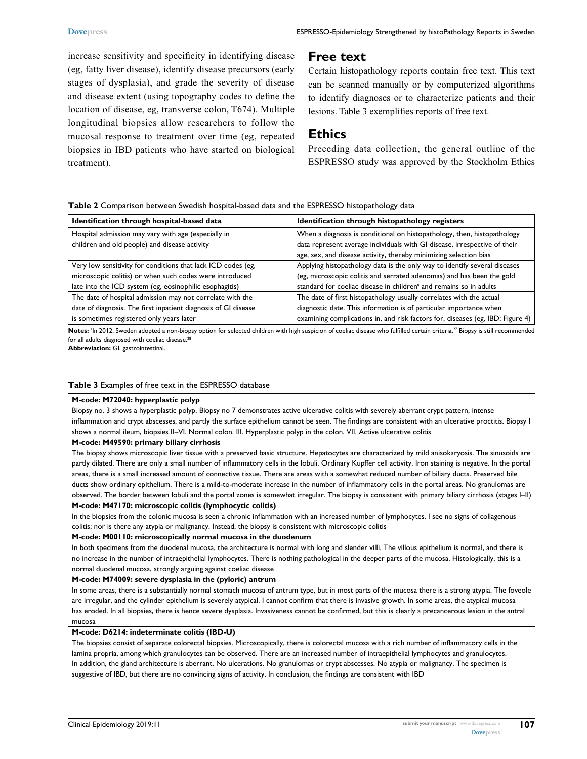increase sensitivity and specificity in identifying disease (eg, fatty liver disease), identify disease precursors (early stages of dysplasia), and grade the severity of disease and disease extent (using topography codes to define the location of disease, eg, transverse colon, T674). Multiple longitudinal biopsies allow researchers to follow the mucosal response to treatment over time (eg, repeated biopsies in IBD patients who have started on biological treatment).

## Free text

Certain histopathology reports contain free text. This text can be scanned manually or by computerized algorithms to identify diagnoses or to characterize patients and their lesions. Table 3 exemplifies reports of free text.

## Ethics

Preceding data collection, the general outline of the ESPRESSO study was approved by the Stockholm Ethics

**Table 2** Comparison between Swedish hospital-based data and the ESPRESSO histopathology data

| Identification through hospital-based data | Identification through histopathology registers |
|---|---|
| Hospital admission may vary with age (especially in children and old people) and disease activity | When a diagnosis is conditional on histopathology, then, histopathology data represent average individuals with GI disease, irrespective of their age, sex, and disease activity, thereby minimizing selection bias |
| Very low sensitivity for conditions that lack ICD codes (eg, microscopic colitis) or when such codes were introduced late into the ICD system (eg, eosinophilic esophagitis) | Applying histopathology data is the only way to identify several diseases (eg, microscopic colitis and serrated adenomas) and has been the gold standard for coeliac disease in children[a] and remains so in adults |
| The date of hospital admission may not correlate with the date of diagnosis. The first inpatient diagnosis of GI disease is sometimes registered only years later | The date of first histopathology usually correlates with the actual diagnostic date. This information is of particular importance when examining complications in, and risk factors for, diseases (eg, IBD; Figure 4) |

**Notes:** [a]In 2012, Sweden adopted a non-biopsy option for selected children with high suspicion of coeliac disease who fulfilled certain criteria.[27] Biopsy is still recommended for all adults diagnosed with coeliac disease.[28]
**Abbreviation:** GI, gastrointestinal.

**Table 3** Examples of free text in the ESPRESSO database

| |
|---|
| **M-code: M72040: hyperplastic polyp** |
| Biopsy no. 3 shows a hyperplastic polyp. Biopsy no 7 demonstrates active ulcerative colitis with severely aberrant crypt pattern, intense inflammation and crypt abscesses, and partly the surface epithelium cannot be seen. The findings are consistent with an ulcerative proctitis. Biopsy I shows a normal ileum, biopsies II–VI. Normal colon. III. Hyperplastic polyp in the colon. VII. Active ulcerative colitis |
| **M-code: M49590: primary biliary cirrhosis** |
| The biopsy shows microscopic liver tissue with a preserved basic structure. Hepatocytes are characterized by mild anisokaryosis. The sinusoids are partly dilated. There are only a small number of inflammatory cells in the lobuli. Ordinary Kupffer cell activity. Iron staining is negative. In the portal areas, there is a small increased amount of connective tissue. There are areas with a somewhat reduced number of biliary ducts. Preserved bile ducts show ordinary epithelium. There is a mild-to-moderate increase in the number of inflammatory cells in the portal areas. No granulomas are observed. The border between lobuli and the portal zones is somewhat irregular. The biopsy is consistent with primary biliary cirrhosis (stages I–II) |
| **M-code: M47170: microscopic colitis (lymphocytic colitis)** |
| In the biopsies from the colonic mucosa is seen a chronic inflammation with an increased number of lymphocytes. I see no signs of collagenous colitis; nor is there any atypia or malignancy. Instead, the biopsy is consistent with microscopic colitis |
| **M-code: M00110: microscopically normal mucosa in the duodenum** |
| In both specimens from the duodenal mucosa, the architecture is normal with long and slender villi. The villous epithelium is normal, and there is no increase in the number of intraepithelial lymphocytes. There is nothing pathological in the deeper parts of the mucosa. Histologically, this is a normal duodenal mucosa, strongly arguing against coeliac disease |
| **M-code: M74009: severe dysplasia in the (pyloric) antrum** |
| In some areas, there is a substantially normal stomach mucosa of antrum type, but in most parts of the mucosa there is a strong atypia. The foveole are irregular, and the cylinder epithelium is severely atypical. I cannot confirm that there is invasive growth. In some areas, the atypical mucosa has eroded. In all biopsies, there is hence severe dysplasia. Invasiveness cannot be confirmed, but this is clearly a precancerous lesion in the antral mucosa |
| **M-code: D6214: indeterminate colitis (IBD-U)** |
| The biopsies consist of separate colorectal biopsies. Microscopically, there is colorectal mucosa with a rich number of inflammatory cells in the lamina propria, among which granulocytes can be observed. There are an increased number of intraepithelial lymphocytes and granulocytes. In addition, the gland architecture is aberrant. No ulcerations. No granulomas or crypt abscesses. No atypia or malignancy. The specimen is suggestive of IBD, but there are no convincing signs of activity. In conclusion, the findings are consistent with IBD |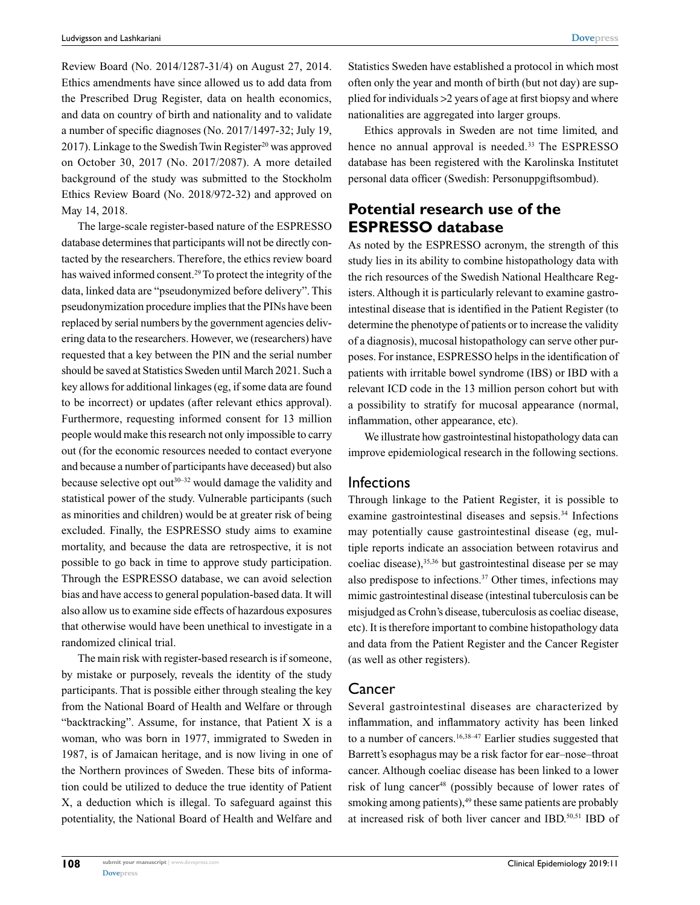Review Board (No. 2014/1287-31/4) on August 27, 2014. Ethics amendments have since allowed us to add data from the Prescribed Drug Register, data on health economics, and data on country of birth and nationality and to validate a number of specific diagnoses (No. 2017/1497-32; July 19, 2017). Linkage to the Swedish Twin Register[20] was approved on October 30, 2017 (No. 2017/2087). A more detailed background of the study was submitted to the Stockholm Ethics Review Board (No. 2018/972-32) and approved on May 14, 2018.

The large-scale register-based nature of the ESPRESSO database determines that participants will not be directly contacted by the researchers. Therefore, the ethics review board has waived informed consent.[29] To protect the integrity of the data, linked data are "pseudonymized before delivery". This pseudonymization procedure implies that the PINs have been replaced by serial numbers by the government agencies delivering data to the researchers. However, we (researchers) have requested that a key between the PIN and the serial number should be saved at Statistics Sweden until March 2021. Such a key allows for additional linkages (eg, if some data are found to be incorrect) or updates (after relevant ethics approval). Furthermore, requesting informed consent for 13 million people would make this research not only impossible to carry out (for the economic resources needed to contact everyone and because a number of participants have deceased) but also because selective opt out[30–32] would damage the validity and statistical power of the study. Vulnerable participants (such as minorities and children) would be at greater risk of being excluded. Finally, the ESPRESSO study aims to examine mortality, and because the data are retrospective, it is not possible to go back in time to approve study participation. Through the ESPRESSO database, we can avoid selection bias and have access to general population-based data. It will also allow us to examine side effects of hazardous exposures that otherwise would have been unethical to investigate in a randomized clinical trial.

The main risk with register-based research is if someone, by mistake or purposely, reveals the identity of the study participants. That is possible either through stealing the key from the National Board of Health and Welfare or through "backtracking". Assume, for instance, that Patient X is a woman, who was born in 1977, immigrated to Sweden in 1987, is of Jamaican heritage, and is now living in one of the Northern provinces of Sweden. These bits of information could be utilized to deduce the true identity of Patient X, a deduction which is illegal. To safeguard against this potentiality, the National Board of Health and Welfare and Statistics Sweden have established a protocol in which most often only the year and month of birth (but not day) are supplied for individuals >2 years of age at first biopsy and where nationalities are aggregated into larger groups.

Ethics approvals in Sweden are not time limited, and hence no annual approval is needed.[33] The ESPRESSO database has been registered with the Karolinska Institutet personal data officer (Swedish: Personuppgiftsombud).

## Potential research use of the ESPRESSO database

As noted by the ESPRESSO acronym, the strength of this study lies in its ability to combine histopathology data with the rich resources of the Swedish National Healthcare Registers. Although it is particularly relevant to examine gastrointestinal disease that is identified in the Patient Register (to determine the phenotype of patients or to increase the validity of a diagnosis), mucosal histopathology can serve other purposes. For instance, ESPRESSO helps in the identification of patients with irritable bowel syndrome (IBS) or IBD with a relevant ICD code in the 13 million person cohort but with a possibility to stratify for mucosal appearance (normal, inflammation, other appearance, etc).

We illustrate how gastrointestinal histopathology data can improve epidemiological research in the following sections.

### Infections

Through linkage to the Patient Register, it is possible to examine gastrointestinal diseases and sepsis.[34] Infections may potentially cause gastrointestinal disease (eg, multiple reports indicate an association between rotavirus and coeliac disease),[35,36] but gastrointestinal disease per se may also predispose to infections.[37] Other times, infections may mimic gastrointestinal disease (intestinal tuberculosis can be misjudged as Crohn's disease, tuberculosis as coeliac disease, etc). It is therefore important to combine histopathology data and data from the Patient Register and the Cancer Register (as well as other registers).

### Cancer

Several gastrointestinal diseases are characterized by inflammation, and inflammatory activity has been linked to a number of cancers.[16,38–47] Earlier studies suggested that Barrett's esophagus may be a risk factor for ear–nose–throat cancer. Although coeliac disease has been linked to a lower risk of lung cancer[48] (possibly because of lower rates of smoking among patients),[49] these same patients are probably at increased risk of both liver cancer and IBD.[50,51] IBD of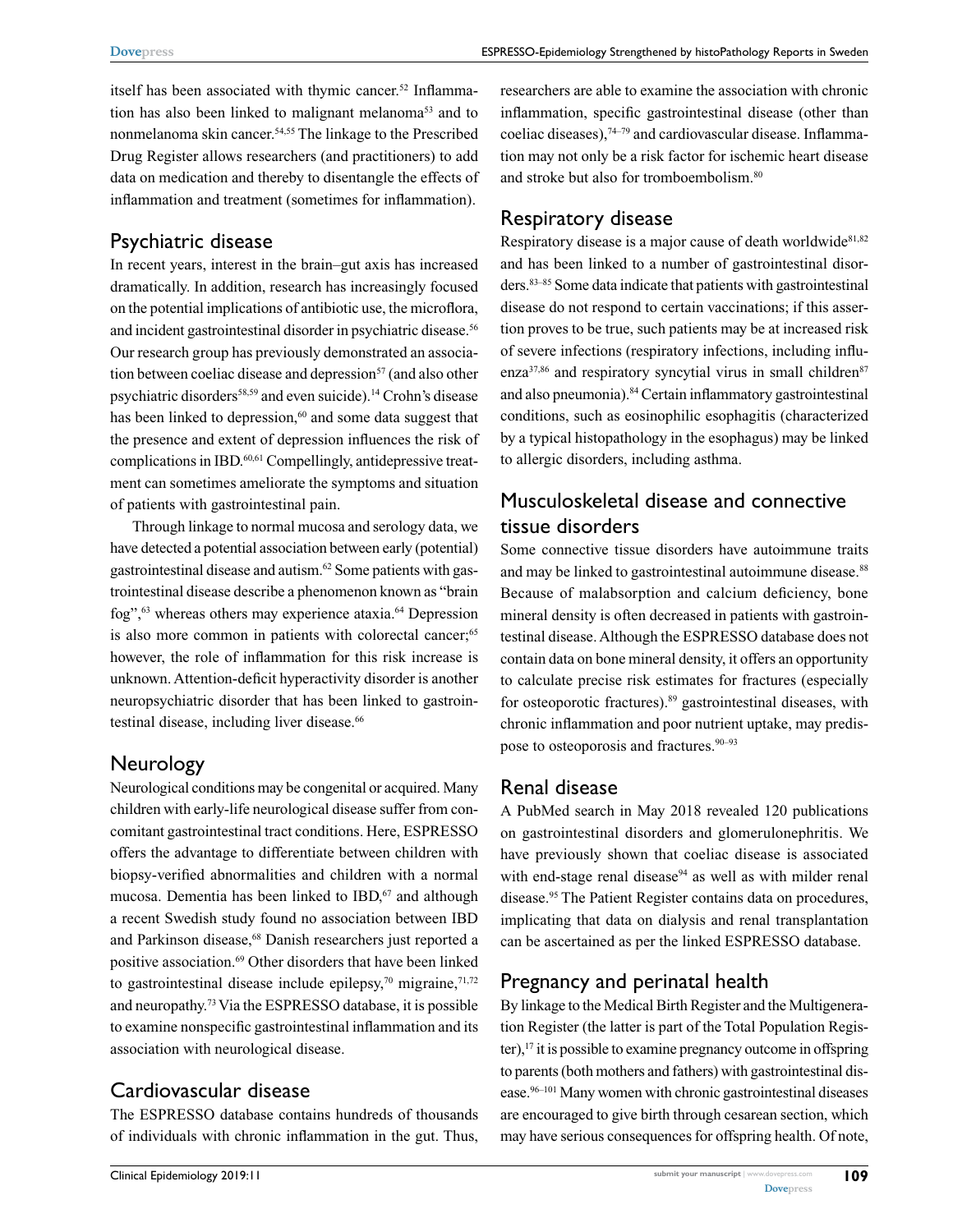itself has been associated with thymic cancer.[52] Inflammation has also been linked to malignant melanoma[53] and to nonmelanoma skin cancer.[54,55] The linkage to the Prescribed Drug Register allows researchers (and practitioners) to add data on medication and thereby to disentangle the effects of inflammation and treatment (sometimes for inflammation).

## Psychiatric disease

In recent years, interest in the brain–gut axis has increased dramatically. In addition, research has increasingly focused on the potential implications of antibiotic use, the microflora, and incident gastrointestinal disorder in psychiatric disease.[56] Our research group has previously demonstrated an association between coeliac disease and depression[57] (and also other psychiatric disorders[58,59] and even suicide).[14] Crohn's disease has been linked to depression,[60] and some data suggest that the presence and extent of depression influences the risk of complications in IBD.[60,61] Compellingly, antidepressive treatment can sometimes ameliorate the symptoms and situation of patients with gastrointestinal pain.

Through linkage to normal mucosa and serology data, we have detected a potential association between early (potential) gastrointestinal disease and autism.[62] Some patients with gastrointestinal disease describe a phenomenon known as "brain fog",[63] whereas others may experience ataxia.[64] Depression is also more common in patients with colorectal cancer;[65] however, the role of inflammation for this risk increase is unknown. Attention-deficit hyperactivity disorder is another neuropsychiatric disorder that has been linked to gastrointestinal disease, including liver disease.[66]

## Neurology

Neurological conditions may be congenital or acquired. Many children with early-life neurological disease suffer from concomitant gastrointestinal tract conditions. Here, ESPRESSO offers the advantage to differentiate between children with biopsy-verified abnormalities and children with a normal mucosa. Dementia has been linked to IBD,[67] and although a recent Swedish study found no association between IBD and Parkinson disease,[68] Danish researchers just reported a positive association.[69] Other disorders that have been linked to gastrointestinal disease include epilepsy,[70] migraine,[71,72] and neuropathy.[73] Via the ESPRESSO database, it is possible to examine nonspecific gastrointestinal inflammation and its association with neurological disease.

## Cardiovascular disease

The ESPRESSO database contains hundreds of thousands of individuals with chronic inflammation in the gut. Thus, researchers are able to examine the association with chronic inflammation, specific gastrointestinal disease (other than coeliac diseases),[74–79] and cardiovascular disease. Inflammation may not only be a risk factor for ischemic heart disease and stroke but also for tromboembolism.[80]

## Respiratory disease

Respiratory disease is a major cause of death worldwide[81,82] and has been linked to a number of gastrointestinal disorders.[83–85] Some data indicate that patients with gastrointestinal disease do not respond to certain vaccinations; if this assertion proves to be true, such patients may be at increased risk of severe infections (respiratory infections, including influenza[37,86] and respiratory syncytial virus in small children[87] and also pneumonia).[84] Certain inflammatory gastrointestinal conditions, such as eosinophilic esophagitis (characterized by a typical histopathology in the esophagus) may be linked to allergic disorders, including asthma.

## Musculoskeletal disease and connective tissue disorders

Some connective tissue disorders have autoimmune traits and may be linked to gastrointestinal autoimmune disease.[88] Because of malabsorption and calcium deficiency, bone mineral density is often decreased in patients with gastrointestinal disease. Although the ESPRESSO database does not contain data on bone mineral density, it offers an opportunity to calculate precise risk estimates for fractures (especially for osteoporotic fractures).[89] gastrointestinal diseases, with chronic inflammation and poor nutrient uptake, may predispose to osteoporosis and fractures.[90–93]

## Renal disease

A PubMed search in May 2018 revealed 120 publications on gastrointestinal disorders and glomerulonephritis. We have previously shown that coeliac disease is associated with end-stage renal disease[94] as well as with milder renal disease.[95] The Patient Register contains data on procedures, implicating that data on dialysis and renal transplantation can be ascertained as per the linked ESPRESSO database.

## Pregnancy and perinatal health

By linkage to the Medical Birth Register and the Multigeneration Register (the latter is part of the Total Population Register),[17] it is possible to examine pregnancy outcome in offspring to parents (both mothers and fathers) with gastrointestinal disease.[96–101] Many women with chronic gastrointestinal diseases are encouraged to give birth through cesarean section, which may have serious consequences for offspring health. Of note,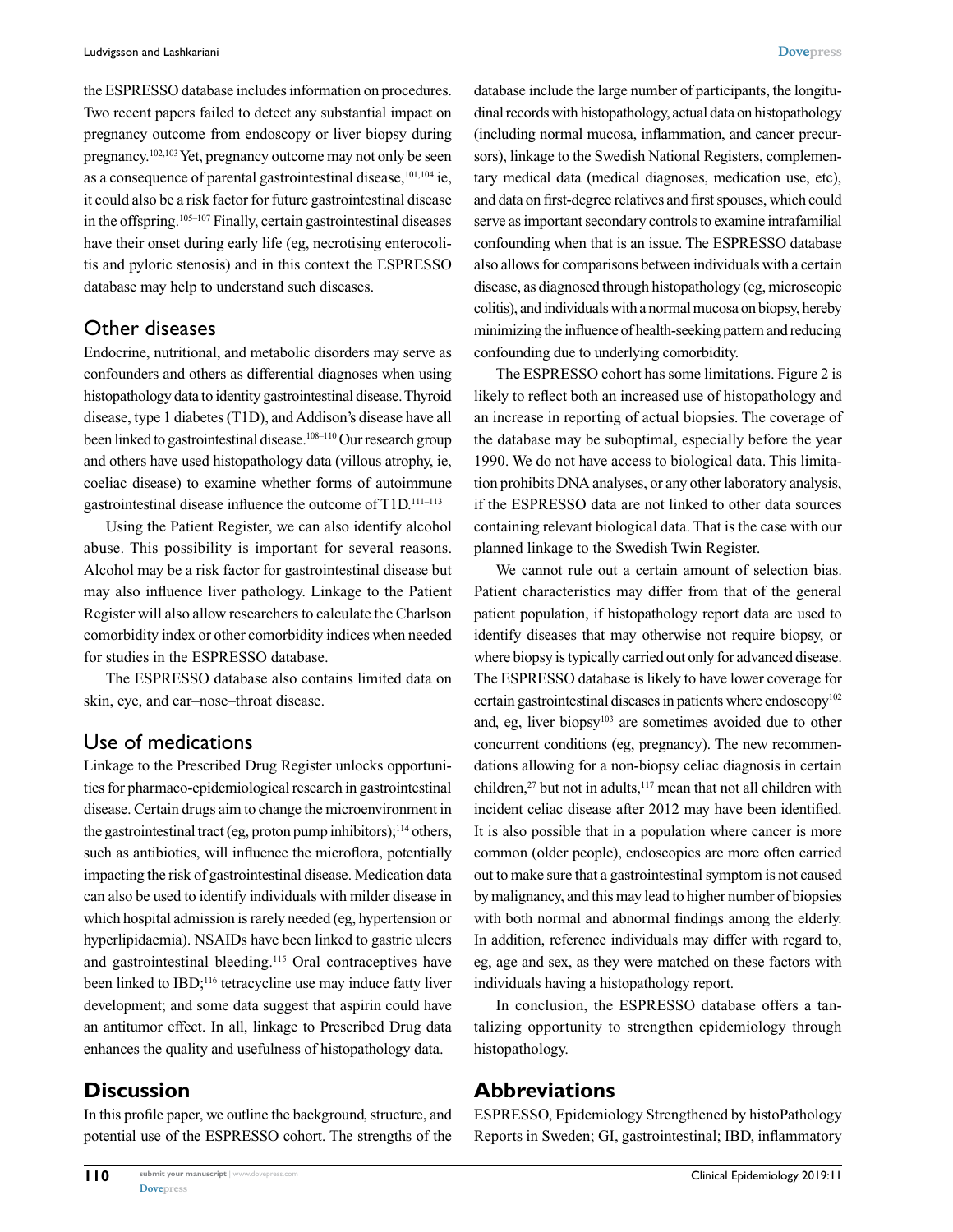the ESPRESSO database includes information on procedures. Two recent papers failed to detect any substantial impact on pregnancy outcome from endoscopy or liver biopsy during pregnancy.[102,103] Yet, pregnancy outcome may not only be seen as a consequence of parental gastrointestinal disease,[101,104] ie, it could also be a risk factor for future gastrointestinal disease in the offspring.[105–107] Finally, certain gastrointestinal diseases have their onset during early life (eg, necrotising enterocolitis and pyloric stenosis) and in this context the ESPRESSO database may help to understand such diseases.

### Other diseases

Endocrine, nutritional, and metabolic disorders may serve as confounders and others as differential diagnoses when using histopathology data to identify gastrointestinal disease. Thyroid disease, type 1 diabetes (T1D), and Addison's disease have all been linked to gastrointestinal disease.[108–110] Our research group and others have used histopathology data (villous atrophy, ie, coeliac disease) to examine whether forms of autoimmune gastrointestinal disease influence the outcome of T1D.[111–113]

Using the Patient Register, we can also identify alcohol abuse. This possibility is important for several reasons. Alcohol may be a risk factor for gastrointestinal disease but may also influence liver pathology. Linkage to the Patient Register will also allow researchers to calculate the Charlson comorbidity index or other comorbidity indices when needed for studies in the ESPRESSO database.

The ESPRESSO database also contains limited data on skin, eye, and ear–nose–throat disease.

### Use of medications

Linkage to the Prescribed Drug Register unlocks opportunities for pharmaco-epidemiological research in gastrointestinal disease. Certain drugs aim to change the microenvironment in the gastrointestinal tract (eg, proton pump inhibitors);[114] others, such as antibiotics, will influence the microflora, potentially impacting the risk of gastrointestinal disease. Medication data can also be used to identify individuals with milder disease in which hospital admission is rarely needed (eg, hypertension or hyperlipidaemia). NSAIDs have been linked to gastric ulcers and gastrointestinal bleeding.[115] Oral contraceptives have been linked to IBD;[116] tetracycline use may induce fatty liver development; and some data suggest that aspirin could have an antitumor effect. In all, linkage to Prescribed Drug data enhances the quality and usefulness of histopathology data.

## Discussion

In this profile paper, we outline the background, structure, and potential use of the ESPRESSO cohort. The strengths of the database include the large number of participants, the longitudinal records with histopathology, actual data on histopathology (including normal mucosa, inflammation, and cancer precursors), linkage to the Swedish National Registers, complementary medical data (medical diagnoses, medication use, etc), and data on first-degree relatives and first spouses, which could serve as important secondary controls to examine intrafamilial confounding when that is an issue. The ESPRESSO database also allows for comparisons between individuals with a certain disease, as diagnosed through histopathology (eg, microscopic colitis), and individuals with a normal mucosa on biopsy, hereby minimizing the influence of health-seeking pattern and reducing confounding due to underlying comorbidity.

The ESPRESSO cohort has some limitations. Figure 2 is likely to reflect both an increased use of histopathology and an increase in reporting of actual biopsies. The coverage of the database may be suboptimal, especially before the year 1990. We do not have access to biological data. This limitation prohibits DNA analyses, or any other laboratory analysis, if the ESPRESSO data are not linked to other data sources containing relevant biological data. That is the case with our planned linkage to the Swedish Twin Register.

We cannot rule out a certain amount of selection bias. Patient characteristics may differ from that of the general patient population, if histopathology report data are used to identify diseases that may otherwise not require biopsy, or where biopsy is typically carried out only for advanced disease. The ESPRESSO database is likely to have lower coverage for certain gastrointestinal diseases in patients where endoscopy[102] and, eg, liver biopsy[103] are sometimes avoided due to other concurrent conditions (eg, pregnancy). The new recommendations allowing for a non-biopsy celiac diagnosis in certain children,[27] but not in adults,[117] mean that not all children with incident celiac disease after 2012 may have been identified. It is also possible that in a population where cancer is more common (older people), endoscopies are more often carried out to make sure that a gastrointestinal symptom is not caused by malignancy, and this may lead to higher number of biopsies with both normal and abnormal findings among the elderly. In addition, reference individuals may differ with regard to, eg, age and sex, as they were matched on these factors with individuals having a histopathology report.

In conclusion, the ESPRESSO database offers a tantalizing opportunity to strengthen epidemiology through histopathology.

## Abbreviations

ESPRESSO, Epidemiology Strengthened by histoPathology Reports in Sweden; GI, gastrointestinal; IBD, inflammatory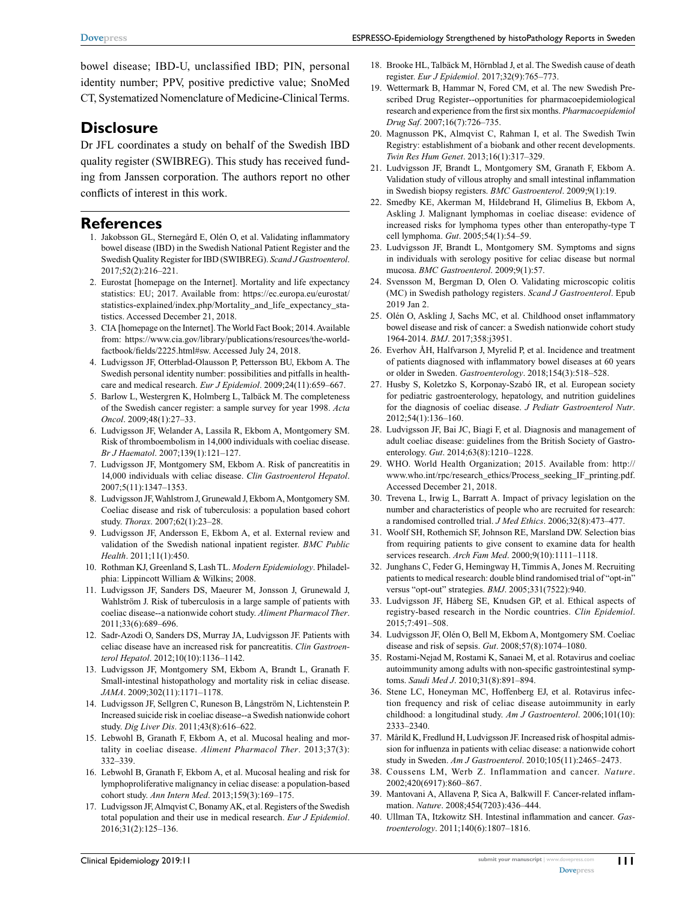bowel disease; IBD-U, unclassified IBD; PIN, personal identity number; PPV, positive predictive value; SnoMed CT, Systematized Nomenclature of Medicine-Clinical Terms.

## Disclosure

Dr JFL coordinates a study on behalf of the Swedish IBD quality register (SWIBREG). This study has received funding from Janssen corporation. The authors report no other conflicts of interest in this work.

## References

1. Jakobsson GL, Sternegård E, Olén O, et al. Validating inflammatory bowel disease (IBD) in the Swedish National Patient Register and the Swedish Quality Register for IBD (SWIBREG). *Scand J Gastroenterol*. 2017;52(2):216–221.
2. Eurostat [homepage on the Internet]. Mortality and life expectancy statistics: EU; 2017. Available from: https://ec.europa.eu/eurostat/statistics-explained/index.php/Mortality_and_life_expectancy_statistics. Accessed December 21, 2018.
3. CIA [homepage on the Internet]. The World Fact Book; 2014. Available from: https://www.cia.gov/library/publications/resources/the-world-factbook/fields/2225.html#sw. Accessed July 24, 2018.
4. Ludvigsson JF, Otterblad-Olausson P, Pettersson BU, Ekbom A. The Swedish personal identity number: possibilities and pitfalls in healthcare and medical research. *Eur J Epidemiol*. 2009;24(11):659–667.
5. Barlow L, Westergren K, Holmberg L, Talbäck M. The completeness of the Swedish cancer register: a sample survey for year 1998. *Acta Oncol*. 2009;48(1):27–33.
6. Ludvigsson JF, Welander A, Lassila R, Ekbom A, Montgomery SM. Risk of thromboembolism in 14,000 individuals with coeliac disease. *Br J Haematol*. 2007;139(1):121–127.
7. Ludvigsson JF, Montgomery SM, Ekbom A. Risk of pancreatitis in 14,000 individuals with celiac disease. *Clin Gastroenterol Hepatol*. 2007;5(11):1347–1353.
8. Ludvigsson JF, Wahlstrom J, Grunewald J, Ekbom A, Montgomery SM. Coeliac disease and risk of tuberculosis: a population based cohort study. *Thorax*. 2007;62(1):23–28.
9. Ludvigsson JF, Andersson E, Ekbom A, et al. External review and validation of the Swedish national inpatient register. *BMC Public Health*. 2011;11(1):450.
10. Rothman KJ, Greenland S, Lash TL. *Modern Epidemiology*. Philadelphia: Lippincott William & Wilkins; 2008.
11. Ludvigsson JF, Sanders DS, Maeurer M, Jonsson J, Grunewald J, Wahlström J. Risk of tuberculosis in a large sample of patients with coeliac disease--a nationwide cohort study. *Aliment Pharmacol Ther*. 2011;33(6):689–696.
12. Sadr-Azodi O, Sanders DS, Murray JA, Ludvigsson JF. Patients with celiac disease have an increased risk for pancreatitis. *Clin Gastroenterol Hepatol*. 2012;10(10):1136–1142.
13. Ludvigsson JF, Montgomery SM, Ekbom A, Brandt L, Granath F. Small-intestinal histopathology and mortality risk in celiac disease. *JAMA*. 2009;302(11):1171–1178.
14. Ludvigsson JF, Sellgren C, Runeson B, Långström N, Lichtenstein P. Increased suicide risk in coeliac disease--a Swedish nationwide cohort study. *Dig Liver Dis*. 2011;43(8):616–622.
15. Lebwohl B, Granath F, Ekbom A, et al. Mucosal healing and mortality in coeliac disease. *Aliment Pharmacol Ther*. 2013;37(3):332–339.
16. Lebwohl B, Granath F, Ekbom A, et al. Mucosal healing and risk for lymphoproliferative malignancy in celiac disease: a population-based cohort study. *Ann Intern Med*. 2013;159(3):169–175.
17. Ludvigsson JF, Almqvist C, Bonamy AK, et al. Registers of the Swedish total population and their use in medical research. *Eur J Epidemiol*. 2016;31(2):125–136.
18. Brooke HL, Talbäck M, Hörnblad J, et al. The Swedish cause of death register. *Eur J Epidemiol*. 2017;32(9):765–773.
19. Wettermark B, Hammar N, Fored CM, et al. The new Swedish Prescribed Drug Register--opportunities for pharmacoepidemiological research and experience from the first six months. *Pharmacoepidemiol Drug Saf*. 2007;16(7):726–735.
20. Magnusson PK, Almqvist C, Rahman I, et al. The Swedish Twin Registry: establishment of a biobank and other recent developments. *Twin Res Hum Genet*. 2013;16(1):317–329.
21. Ludvigsson JF, Brandt L, Montgomery SM, Granath F, Ekbom A. Validation study of villous atrophy and small intestinal inflammation in Swedish biopsy registers. *BMC Gastroenterol*. 2009;9(1):19.
22. Smedby KE, Akerman M, Hildebrand H, Glimelius B, Ekbom A, Askling J. Malignant lymphomas in coeliac disease: evidence of increased risks for lymphoma types other than enteropathy-type T cell lymphoma. *Gut*. 2005;54(1):54–59.
23. Ludvigsson JF, Brandt L, Montgomery SM. Symptoms and signs in individuals with serology positive for celiac disease but normal mucosa. *BMC Gastroenterol*. 2009;9(1):57.
24. Svensson M, Bergman D, Olen O. Validating microscopic colitis (MC) in Swedish pathology registers. *Scand J Gastroenterol*. Epub 2019 Jan 2.
25. Olén O, Askling J, Sachs MC, et al. Childhood onset inflammatory bowel disease and risk of cancer: a Swedish nationwide cohort study 1964-2014. *BMJ*. 2017;358:j3951.
26. Everhov ÅH, Halfvarson J, Myrelid P, et al. Incidence and treatment of patients diagnosed with inflammatory bowel diseases at 60 years or older in Sweden. *Gastroenterology*. 2018;154(3):518–528.
27. Husby S, Koletzko S, Korponay-Szabó IR, et al. European society for pediatric gastroenterology, hepatology, and nutrition guidelines for the diagnosis of coeliac disease. *J Pediatr Gastroenterol Nutr*. 2012;54(1):136–160.
28. Ludvigsson JF, Bai JC, Biagi F, et al. Diagnosis and management of adult coeliac disease: guidelines from the British Society of Gastroenterology. *Gut*. 2014;63(8):1210–1228.
29. WHO. World Health Organization; 2015. Available from: http://www.who.int/rpc/research_ethics/Process_seeking_IF_printing.pdf. Accessed December 21, 2018.
30. Trevena L, Irwig L, Barratt A. Impact of privacy legislation on the number and characteristics of people who are recruited for research: a randomised controlled trial. *J Med Ethics*. 2006;32(8):473–477.
31. Woolf SH, Rothemich SF, Johnson RE, Marsland DW. Selection bias from requiring patients to give consent to examine data for health services research. *Arch Fam Med*. 2000;9(10):1111–1118.
32. Junghans C, Feder G, Hemingway H, Timmis A, Jones M. Recruiting patients to medical research: double blind randomised trial of "opt-in" versus "opt-out" strategies. *BMJ*. 2005;331(7522):940.
33. Ludvigsson JF, Håberg SE, Knudsen GP, et al. Ethical aspects of registry-based research in the Nordic countries. *Clin Epidemiol*. 2015;7:491–508.
34. Ludvigsson JF, Olén O, Bell M, Ekbom A, Montgomery SM. Coeliac disease and risk of sepsis. *Gut*. 2008;57(8):1074–1080.
35. Rostami-Nejad M, Rostami K, Sanaei M, et al. Rotavirus and coeliac autoimmunity among adults with non-specific gastrointestinal symptoms. *Saudi Med J*. 2010;31(8):891–894.
36. Stene LC, Honeyman MC, Hoffenberg EJ, et al. Rotavirus infection frequency and risk of celiac disease autoimmunity in early childhood: a longitudinal study. *Am J Gastroenterol*. 2006;101(10):2333–2340.
37. Mårild K, Fredlund H, Ludvigsson JF. Increased risk of hospital admission for influenza in patients with celiac disease: a nationwide cohort study in Sweden. *Am J Gastroenterol*. 2010;105(11):2465–2473.
38. Coussens LM, Werb Z. Inflammation and cancer. *Nature*. 2002;420(6917):860–867.
39. Mantovani A, Allavena P, Sica A, Balkwill F. Cancer-related inflammation. *Nature*. 2008;454(7203):436–444.
40. Ullman TA, Itzkowitz SH. Intestinal inflammation and cancer. *Gastroenterology*. 2011;140(6):1807–1816.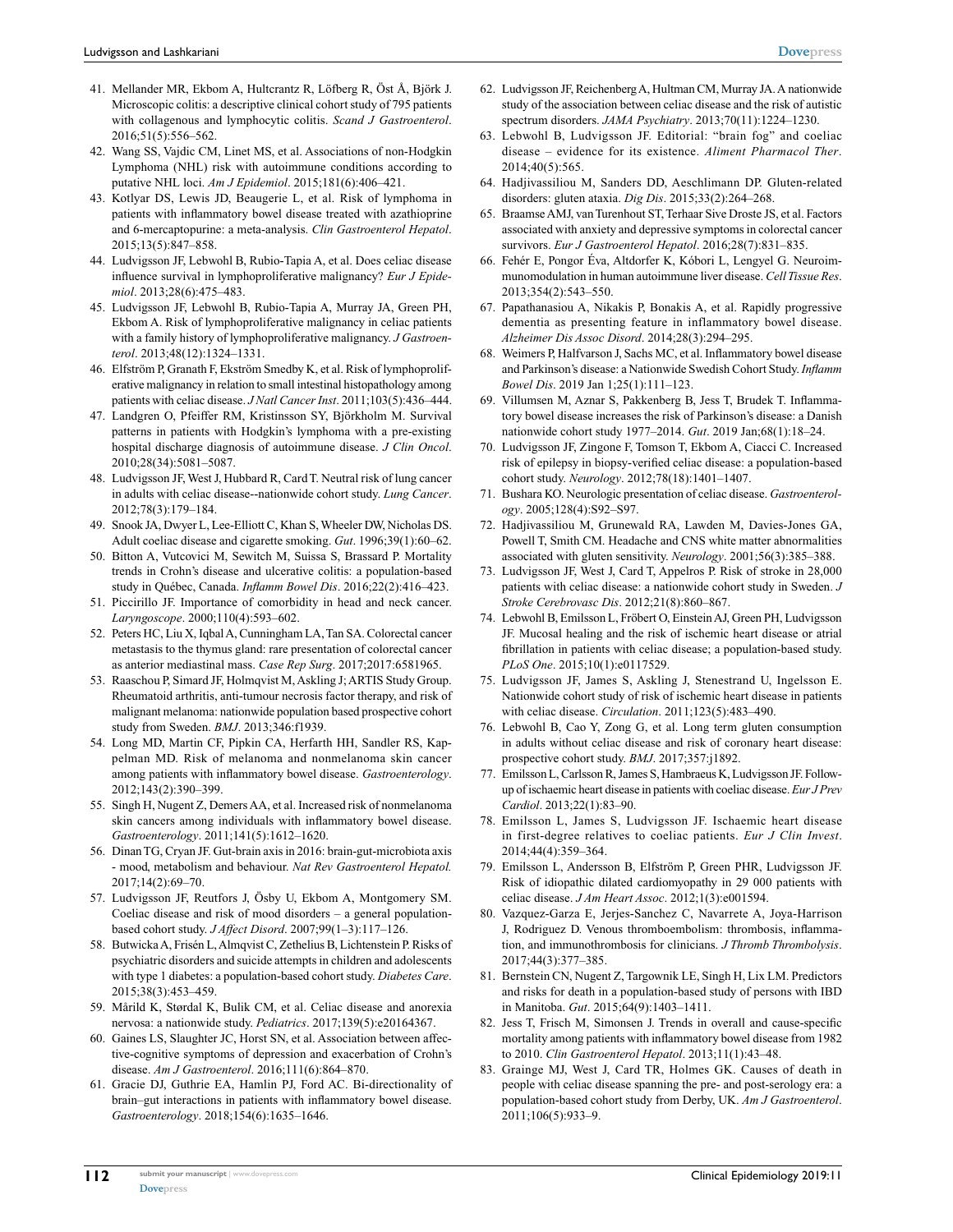41. Mellander MR, Ekbom A, Hultcrantz R, Löfberg R, Öst Å, Björk J. Microscopic colitis: a descriptive clinical cohort study of 795 patients with collagenous and lymphocytic colitis. *Scand J Gastroenterol*. 2016;51(5):556–562.
42. Wang SS, Vajdic CM, Linet MS, et al. Associations of non-Hodgkin Lymphoma (NHL) risk with autoimmune conditions according to putative NHL loci. *Am J Epidemiol*. 2015;181(6):406–421.
43. Kotlyar DS, Lewis JD, Beaugerie L, et al. Risk of lymphoma in patients with inflammatory bowel disease treated with azathioprine and 6-mercaptopurine: a meta-analysis. *Clin Gastroenterol Hepatol*. 2015;13(5):847–858.
44. Ludvigsson JF, Lebwohl B, Rubio-Tapia A, et al. Does celiac disease influence survival in lymphoproliferative malignancy? *Eur J Epidemiol*. 2013;28(6):475–483.
45. Ludvigsson JF, Lebwohl B, Rubio-Tapia A, Murray JA, Green PH, Ekbom A. Risk of lymphoproliferative malignancy in celiac patients with a family history of lymphoproliferative malignancy. *J Gastroenterol*. 2013;48(12):1324–1331.
46. Elfström P, Granath F, Ekström Smedby K, et al. Risk of lymphoproliferative malignancy in relation to small intestinal histopathology among patients with celiac disease. *J Natl Cancer Inst*. 2011;103(5):436–444.
47. Landgren O, Pfeiffer RM, Kristinsson SY, Björkholm M. Survival patterns in patients with Hodgkin's lymphoma with a pre-existing hospital discharge diagnosis of autoimmune disease. *J Clin Oncol*. 2010;28(34):5081–5087.
48. Ludvigsson JF, West J, Hubbard R, Card T. Neutral risk of lung cancer in adults with celiac disease--nationwide cohort study. *Lung Cancer*. 2012;78(3):179–184.
49. Snook JA, Dwyer L, Lee-Elliott C, Khan S, Wheeler DW, Nicholas DS. Adult coeliac disease and cigarette smoking. *Gut*. 1996;39(1):60–62.
50. Bitton A, Vutcovici M, Sewitch M, Suissa S, Brassard P. Mortality trends in Crohn's disease and ulcerative colitis: a population-based study in Québec, Canada. *Inflamm Bowel Dis*. 2016;22(2):416–423.
51. Piccirillo JF. Importance of comorbidity in head and neck cancer. *Laryngoscope*. 2000;110(4):593–602.
52. Peters HC, Liu X, Iqbal A, Cunningham LA, Tan SA. Colorectal cancer metastasis to the thymus gland: rare presentation of colorectal cancer as anterior mediastinal mass. *Case Rep Surg*. 2017;2017:6581965.
53. Raaschou P, Simard JF, Holmqvist M, Askling J; ARTIS Study Group. Rheumatoid arthritis, anti-tumour necrosis factor therapy, and risk of malignant melanoma: nationwide population based prospective cohort study from Sweden. *BMJ*. 2013;346:f1939.
54. Long MD, Martin CF, Pipkin CA, Herfarth HH, Sandler RS, Kappelman MD. Risk of melanoma and nonmelanoma skin cancer among patients with inflammatory bowel disease. *Gastroenterology*. 2012;143(2):390–399.
55. Singh H, Nugent Z, Demers AA, et al. Increased risk of nonmelanoma skin cancers among individuals with inflammatory bowel disease. *Gastroenterology*. 2011;141(5):1612–1620.
56. Dinan TG, Cryan JF. Gut-brain axis in 2016: brain-gut-microbiota axis - mood, metabolism and behaviour. *Nat Rev Gastroenterol Hepatol.* 2017;14(2):69–70.
57. Ludvigsson JF, Reutfors J, Ösby U, Ekbom A, Montgomery SM. Coeliac disease and risk of mood disorders – a general population-based cohort study. *J Affect Disord*. 2007;99(1–3):117–126.
58. Butwicka A, Frisén L, Almqvist C, Zethelius B, Lichtenstein P. Risks of psychiatric disorders and suicide attempts in children and adolescents with type 1 diabetes: a population-based cohort study. *Diabetes Care*. 2015;38(3):453–459.
59. Mårild K, Størdal K, Bulik CM, et al. Celiac disease and anorexia nervosa: a nationwide study. *Pediatrics*. 2017;139(5):e20164367.
60. Gaines LS, Slaughter JC, Horst SN, et al. Association between affective-cognitive symptoms of depression and exacerbation of Crohn's disease. *Am J Gastroenterol*. 2016;111(6):864–870.
61. Gracie DJ, Guthrie EA, Hamlin PJ, Ford AC. Bi-directionality of brain–gut interactions in patients with inflammatory bowel disease. *Gastroenterology*. 2018;154(6):1635–1646.
62. Ludvigsson JF, Reichenberg A, Hultman CM, Murray JA. A nationwide study of the association between celiac disease and the risk of autistic spectrum disorders. *JAMA Psychiatry*. 2013;70(11):1224–1230.
63. Lebwohl B, Ludvigsson JF. Editorial: "brain fog" and coeliac disease – evidence for its existence. *Aliment Pharmacol Ther*. 2014;40(5):565.
64. Hadjivassiliou M, Sanders DD, Aeschlimann DP. Gluten-related disorders: gluten ataxia. *Dig Dis*. 2015;33(2):264–268.
65. Braamse AMJ, van Turenhout ST, Terhaar Sive Droste JS, et al. Factors associated with anxiety and depressive symptoms in colorectal cancer survivors. *Eur J Gastroenterol Hepatol*. 2016;28(7):831–835.
66. Fehér E, Pongor Éva, Altdorfer K, Kóbori L, Lengyel G. Neuroimmunomodulation in human autoimmune liver disease. *Cell Tissue Res*. 2013;354(2):543–550.
67. Papathanasiou A, Nikakis P, Bonakis A, et al. Rapidly progressive dementia as presenting feature in inflammatory bowel disease. *Alzheimer Dis Assoc Disord*. 2014;28(3):294–295.
68. Weimers P, Halfvarson J, Sachs MC, et al. Inflammatory bowel disease and Parkinson's disease: a Nationwide Swedish Cohort Study. *Inflamm Bowel Dis*. 2019 Jan 1;25(1):111–123.
69. Villumsen M, Aznar S, Pakkenberg B, Jess T, Brudek T. Inflammatory bowel disease increases the risk of Parkinson's disease: a Danish nationwide cohort study 1977–2014. *Gut*. 2019 Jan;68(1):18–24.
70. Ludvigsson JF, Zingone F, Tomson T, Ekbom A, Ciacci C. Increased risk of epilepsy in biopsy-verified celiac disease: a population-based cohort study. *Neurology*. 2012;78(18):1401–1407.
71. Bushara KO. Neurologic presentation of celiac disease. *Gastroenterology*. 2005;128(4):S92–S97.
72. Hadjivassiliou M, Grunewald RA, Lawden M, Davies-Jones GA, Powell T, Smith CM. Headache and CNS white matter abnormalities associated with gluten sensitivity. *Neurology*. 2001;56(3):385–388.
73. Ludvigsson JF, West J, Card T, Appelros P. Risk of stroke in 28,000 patients with celiac disease: a nationwide cohort study in Sweden. *J Stroke Cerebrovasc Dis*. 2012;21(8):860–867.
74. Lebwohl B, Emilsson L, Fröbert O, Einstein AJ, Green PH, Ludvigsson JF. Mucosal healing and the risk of ischemic heart disease or atrial fibrillation in patients with celiac disease; a population-based study. *PLoS One*. 2015;10(1):e0117529.
75. Ludvigsson JF, James S, Askling J, Stenestrand U, Ingelsson E. Nationwide cohort study of risk of ischemic heart disease in patients with celiac disease. *Circulation*. 2011;123(5):483–490.
76. Lebwohl B, Cao Y, Zong G, et al. Long term gluten consumption in adults without celiac disease and risk of coronary heart disease: prospective cohort study. *BMJ*. 2017;357:j1892.
77. Emilsson L, Carlsson R, James S, Hambraeus K, Ludvigsson JF. Follow-up of ischaemic heart disease in patients with coeliac disease. *Eur J Prev Cardiol*. 2013;22(1):83–90.
78. Emilsson L, James S, Ludvigsson JF. Ischaemic heart disease in first-degree relatives to coeliac patients. *Eur J Clin Invest*. 2014;44(4):359–364.
79. Emilsson L, Andersson B, Elfström P, Green PHR, Ludvigsson JF. Risk of idiopathic dilated cardiomyopathy in 29 000 patients with celiac disease. *J Am Heart Assoc*. 2012;1(3):e001594.
80. Vazquez-Garza E, Jerjes-Sanchez C, Navarrete A, Joya-Harrison J, Rodriguez D. Venous thromboembolism: thrombosis, inflammation, and immunothrombosis for clinicians. *J Thromb Thrombolysis*. 2017;44(3):377–385.
81. Bernstein CN, Nugent Z, Targownik LE, Singh H, Lix LM. Predictors and risks for death in a population-based study of persons with IBD in Manitoba. *Gut*. 2015;64(9):1403–1411.
82. Jess T, Frisch M, Simonsen J. Trends in overall and cause-specific mortality among patients with inflammatory bowel disease from 1982 to 2010. *Clin Gastroenterol Hepatol*. 2013;11(1):43–48.
83. Grainge MJ, West J, Card TR, Holmes GK. Causes of death in people with celiac disease spanning the pre- and post-serology era: a population-based cohort study from Derby, UK. *Am J Gastroenterol*. 2011;106(5):933–9.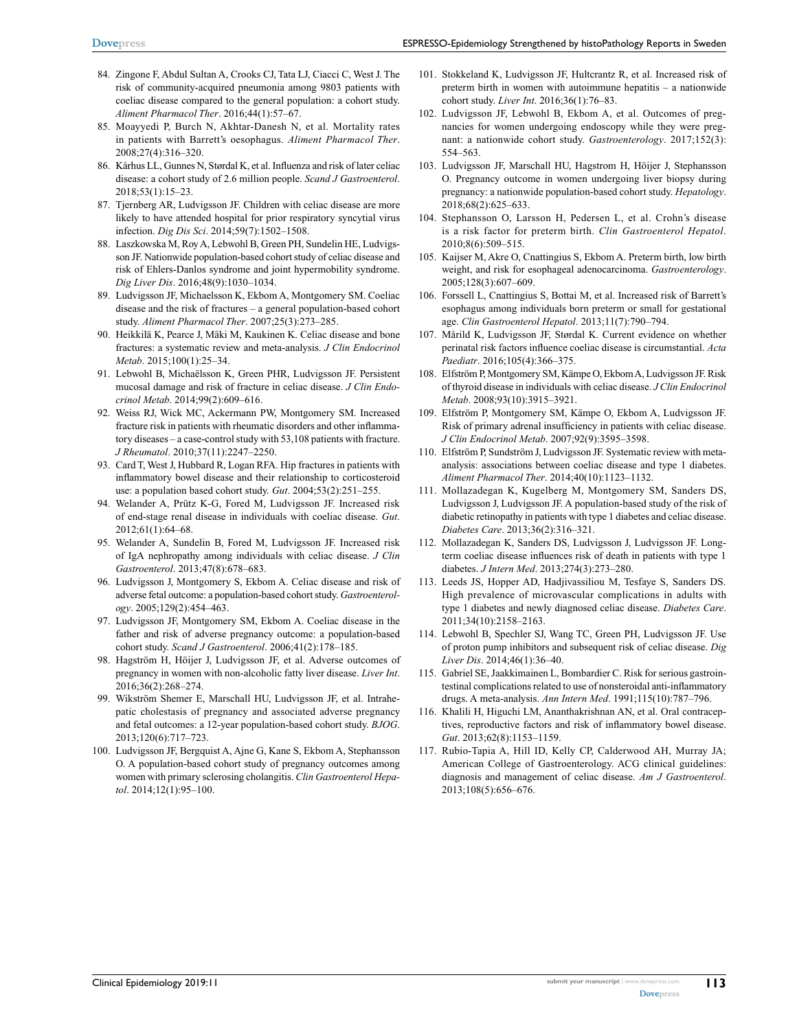84. Zingone F, Abdul Sultan A, Crooks CJ, Tata LJ, Ciacci C, West J. The risk of community-acquired pneumonia among 9803 patients with coeliac disease compared to the general population: a cohort study. *Aliment Pharmacol Ther*. 2016;44(1):57–67.
85. Moayyedi P, Burch N, Akhtar-Danesh N, et al. Mortality rates in patients with Barrett's oesophagus. *Aliment Pharmacol Ther*. 2008;27(4):316–320.
86. Kårhus LL, Gunnes N, Størdal K, et al. Influenza and risk of later celiac disease: a cohort study of 2.6 million people. *Scand J Gastroenterol*. 2018;53(1):15–23.
87. Tjernberg AR, Ludvigsson JF. Children with celiac disease are more likely to have attended hospital for prior respiratory syncytial virus infection. *Dig Dis Sci*. 2014;59(7):1502–1508.
88. Laszkowska M, Roy A, Lebwohl B, Green PH, Sundelin HE, Ludvigsson JF. Nationwide population-based cohort study of celiac disease and risk of Ehlers-Danlos syndrome and joint hypermobility syndrome. *Dig Liver Dis*. 2016;48(9):1030–1034.
89. Ludvigsson JF, Michaelsson K, Ekbom A, Montgomery SM. Coeliac disease and the risk of fractures – a general population-based cohort study. *Aliment Pharmacol Ther*. 2007;25(3):273–285.
90. Heikkilä K, Pearce J, Mäki M, Kaukinen K. Celiac disease and bone fractures: a systematic review and meta-analysis. *J Clin Endocrinol Metab*. 2015;100(1):25–34.
91. Lebwohl B, Michaëlsson K, Green PHR, Ludvigsson JF. Persistent mucosal damage and risk of fracture in celiac disease. *J Clin Endocrinol Metab*. 2014;99(2):609–616.
92. Weiss RJ, Wick MC, Ackermann PW, Montgomery SM. Increased fracture risk in patients with rheumatic disorders and other inflammatory diseases – a case-control study with 53,108 patients with fracture. *J Rheumatol*. 2010;37(11):2247–2250.
93. Card T, West J, Hubbard R, Logan RFA. Hip fractures in patients with inflammatory bowel disease and their relationship to corticosteroid use: a population based cohort study. *Gut*. 2004;53(2):251–255.
94. Welander A, Prütz K-G, Fored M, Ludvigsson JF. Increased risk of end-stage renal disease in individuals with coeliac disease. *Gut*. 2012;61(1):64–68.
95. Welander A, Sundelin B, Fored M, Ludvigsson JF. Increased risk of IgA nephropathy among individuals with celiac disease. *J Clin Gastroenterol*. 2013;47(8):678–683.
96. Ludvigsson J, Montgomery S, Ekbom A. Celiac disease and risk of adverse fetal outcome: a population-based cohort study. *Gastroenterology*. 2005;129(2):454–463.
97. Ludvigsson JF, Montgomery SM, Ekbom A. Coeliac disease in the father and risk of adverse pregnancy outcome: a population-based cohort study. *Scand J Gastroenterol*. 2006;41(2):178–185.
98. Hagström H, Höijer J, Ludvigsson JF, et al. Adverse outcomes of pregnancy in women with non-alcoholic fatty liver disease. *Liver Int*. 2016;36(2):268–274.
99. Wikström Shemer E, Marschall HU, Ludvigsson JF, et al. Intrahepatic cholestasis of pregnancy and associated adverse pregnancy and fetal outcomes: a 12-year population-based cohort study. *BJOG*. 2013;120(6):717–723.
100. Ludvigsson JF, Bergquist A, Ajne G, Kane S, Ekbom A, Stephansson O. A population-based cohort study of pregnancy outcomes among women with primary sclerosing cholangitis. *Clin Gastroenterol Hepatol*. 2014;12(1):95–100.
101. Stokkeland K, Ludvigsson JF, Hultcrantz R, et al. Increased risk of preterm birth in women with autoimmune hepatitis – a nationwide cohort study. *Liver Int*. 2016;36(1):76–83.
102. Ludvigsson JF, Lebwohl B, Ekbom A, et al. Outcomes of pregnancies for women undergoing endoscopy while they were pregnant: a nationwide cohort study. *Gastroenterology*. 2017;152(3):554–563.
103. Ludvigsson JF, Marschall HU, Hagstrom H, Höijer J, Stephansson O. Pregnancy outcome in women undergoing liver biopsy during pregnancy: a nationwide population-based cohort study. *Hepatology*. 2018;68(2):625–633.
104. Stephansson O, Larsson H, Pedersen L, et al. Crohn's disease is a risk factor for preterm birth. *Clin Gastroenterol Hepatol*. 2010;8(6):509–515.
105. Kaijser M, Akre O, Cnattingius S, Ekbom A. Preterm birth, low birth weight, and risk for esophageal adenocarcinoma. *Gastroenterology*. 2005;128(3):607–609.
106. Forssell L, Cnattingius S, Bottai M, et al. Increased risk of Barrett's esophagus among individuals born preterm or small for gestational age. *Clin Gastroenterol Hepatol*. 2013;11(7):790–794.
107. Mårild K, Ludvigsson JF, Størdal K. Current evidence on whether perinatal risk factors influence coeliac disease is circumstantial. *Acta Paediatr*. 2016;105(4):366–375.
108. Elfström P, Montgomery SM, Kämpe O, Ekbom A, Ludvigsson JF. Risk of thyroid disease in individuals with celiac disease. *J Clin Endocrinol Metab*. 2008;93(10):3915–3921.
109. Elfström P, Montgomery SM, Kämpe O, Ekbom A, Ludvigsson JF. Risk of primary adrenal insufficiency in patients with celiac disease. *J Clin Endocrinol Metab*. 2007;92(9):3595–3598.
110. Elfström P, Sundström J, Ludvigsson JF. Systematic review with meta-analysis: associations between coeliac disease and type 1 diabetes. *Aliment Pharmacol Ther*. 2014;40(10):1123–1132.
111. Mollazadegan K, Kugelberg M, Montgomery SM, Sanders DS, Ludvigsson J, Ludvigsson JF. A population-based study of the risk of diabetic retinopathy in patients with type 1 diabetes and celiac disease. *Diabetes Care*. 2013;36(2):316–321.
112. Mollazadegan K, Sanders DS, Ludvigsson J, Ludvigsson JF. Long-term coeliac disease influences risk of death in patients with type 1 diabetes. *J Intern Med*. 2013;274(3):273–280.
113. Leeds JS, Hopper AD, Hadjivassiliou M, Tesfaye S, Sanders DS. High prevalence of microvascular complications in adults with type 1 diabetes and newly diagnosed celiac disease. *Diabetes Care*. 2011;34(10):2158–2163.
114. Lebwohl B, Spechler SJ, Wang TC, Green PH, Ludvigsson JF. Use of proton pump inhibitors and subsequent risk of celiac disease. *Dig Liver Dis*. 2014;46(1):36–40.
115. Gabriel SE, Jaakkimainen L, Bombardier C. Risk for serious gastrointestinal complications related to use of nonsteroidal anti-inflammatory drugs. A meta-analysis. *Ann Intern Med*. 1991;115(10):787–796.
116. Khalili H, Higuchi LM, Ananthakrishnan AN, et al. Oral contraceptives, reproductive factors and risk of inflammatory bowel disease. *Gut*. 2013;62(8):1153–1159.
117. Rubio-Tapia A, Hill ID, Kelly CP, Calderwood AH, Murray JA; American College of Gastroenterology. ACG clinical guidelines: diagnosis and management of celiac disease. *Am J Gastroenterol*. 2013;108(5):656–676.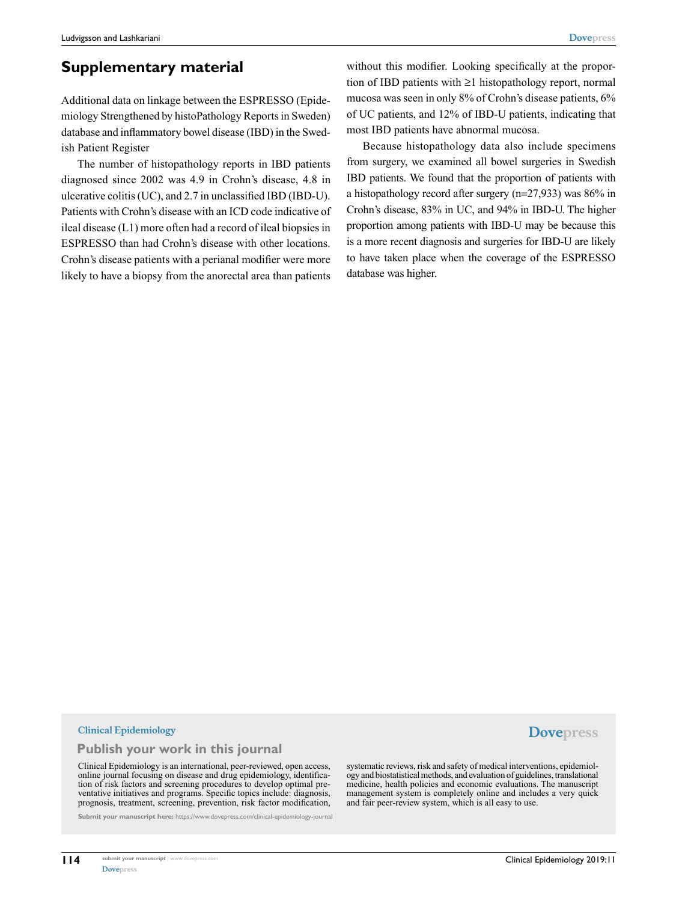## Supplementary material

Additional data on linkage between the ESPRESSO (Epidemiology Strengthened by histoPathology Reports in Sweden) database and inflammatory bowel disease (IBD) in the Swedish Patient Register

The number of histopathology reports in IBD patients diagnosed since 2002 was 4.9 in Crohn's disease, 4.8 in ulcerative colitis (UC), and 2.7 in unclassified IBD (IBD-U). Patients with Crohn's disease with an ICD code indicative of ileal disease (L1) more often had a record of ileal biopsies in ESPRESSO than had Crohn's disease with other locations. Crohn's disease patients with a perianal modifier were more likely to have a biopsy from the anorectal area than patients without this modifier. Looking specifically at the proportion of IBD patients with ≥1 histopathology report, normal mucosa was seen in only 8% of Crohn's disease patients, 6% of UC patients, and 12% of IBD-U patients, indicating that most IBD patients have abnormal mucosa.

Because histopathology data also include specimens from surgery, we examined all bowel surgeries in Swedish IBD patients. We found that the proportion of patients with a histopathology record after surgery (n=27,933) was 86% in Crohn's disease, 83% in UC, and 94% in IBD-U. The higher proportion among patients with IBD-U may be because this is a more recent diagnosis and surgeries for IBD-U are likely to have taken place when the coverage of the ESPRESSO database was higher.

**Clinical Epidemiology**

**Publish your work in this journal**

Clinical Epidemiology is an international, peer-reviewed, open access, online journal focusing on disease and drug epidemiology, identification of risk factors and screening procedures to develop optimal preventative initiatives and programs. Specific topics include: diagnosis, prognosis, treatment, screening, prevention, risk factor modification, systematic reviews, risk and safety of medical interventions, epidemiology and biostatistical methods, and evaluation of guidelines, translational medicine, health policies and economic evaluations. The manuscript management system is completely online and includes a very quick and fair peer-review system, which is all easy to use.

**Submit your manuscript here:** https://www.dovepress.com/clinical-epidemiology-journal